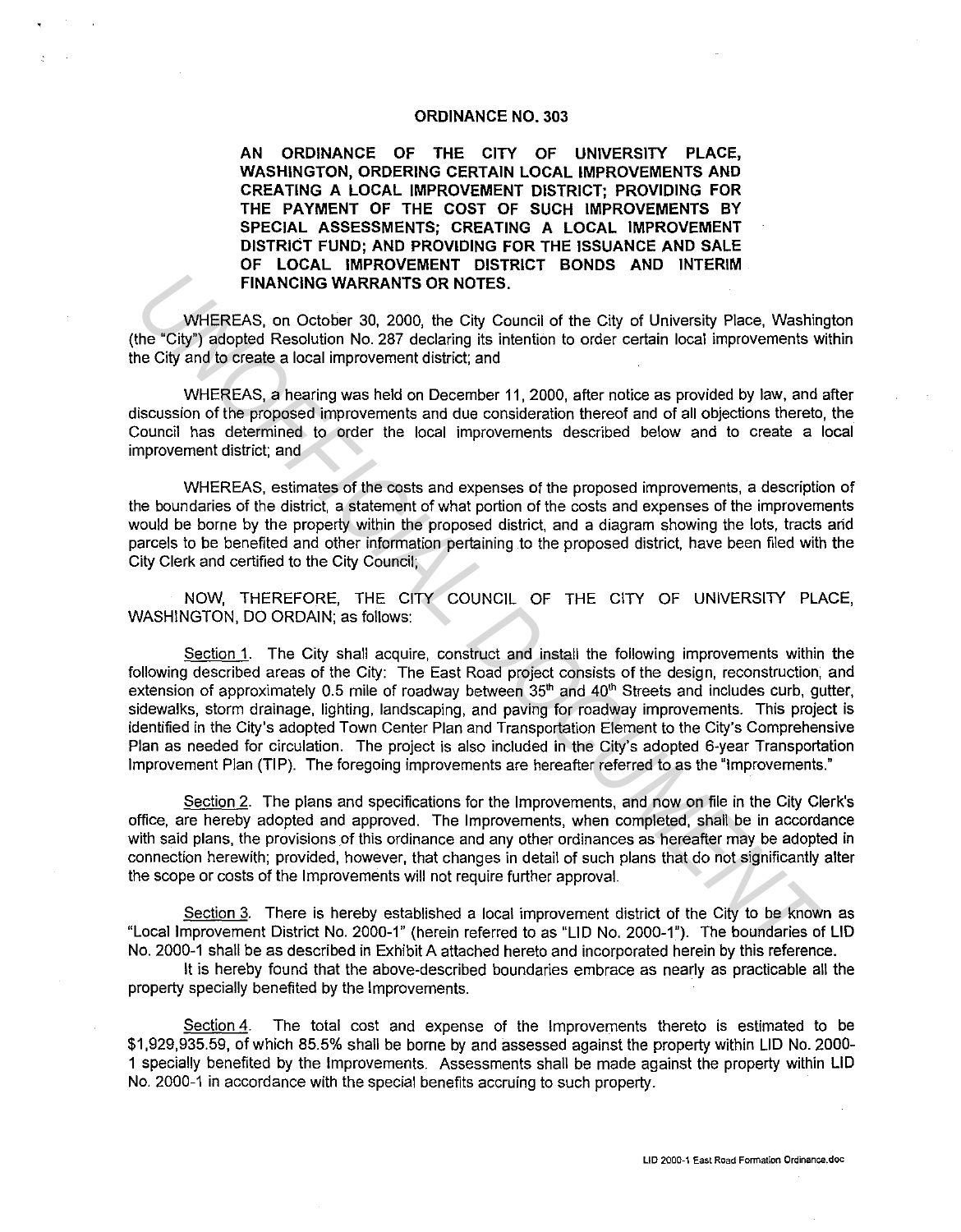# ORDINANCE NO. 303

**AN ORDINANCE OF THE CITY OF UNIVERSITY PLACE, WASHINGTON, ORDERING CERTAIN LOCAL IMPROVEMENTS AND CREATING A LOCAL IMPROVEMENT DISTRICT; PROVIDING FOR THE PAYMENT OF THE COST OF SUCH IMPROVEMENTS BY SPECIAL ASSESSMENTS; CREATING A LOCAL IMPROVEMENT DISTRICT FUND; AND PROVIDING FOR THE ISSUANCE AND SALE OF LOCAL IMPROVEMENT DISTRICT BONDS AND INTERIM FINANCING WARRANTS OR NOTES.**

WHEREAS, on October 30, 2000, the City Council of the City of University Place, Washington (the "City") adopted Resolution No. 287 declaring its intention to order certain local improvements within the City and to create a local improvement district; and

WHEREAS, a hearing was held on December 11, 2000, after notice as provided by law, and after discussion of the proposed improvements and due consideration thereof and of all objections thereto, the Council has determined to order the local improvements described below and to create a local improvement district; and

WHEREAS, estimates of the costs and expenses of the proposed improvements, a description of the boundaries of the district, a statement of what portion of the costs and expenses of the improvements would be borne by the property within the proposed district, and a diagram showing the lots, tracts and parcels to be benefited and other information pertaining to the proposed district, have been filed with the City Clerk and certified to the City Council;

NOW, THEREFORE, THE CITY COUNCIL OF THE CITY OF UNIVERSITY PLACE, WASHINGTON, DO ORDAIN; as follows:

Section 1. The City shall acquire, construct and install the following improvements within the following described areas of the City: The East Road project consists of the design, reconstruction, and extension of approximately 0.5 mile of roadway between 35th and 40th Streets and includes curb, gutter, sidewalks, storm drainage, lighting, landscaping, and paving for roadway improvements. This project is identified in the City's adopted Town Center Plan and Transportation Element to the City's Comprehensive Plan as needed for circulation. The project is also included in the City's adopted 6-year Transportation Improvement Plan (TIP). The foregoing improvements are hereafter referred to as the "Improvements."

Section 2. The plans and specifications for the Improvements, and now on file in the City Clerk's office, are hereby adopted and approved. The Improvements, when completed, shall be in accordance with said plans, the provisions of this ordinance and any other ordinances as hereafter may be adopted in connection herewith; provided, however, that changes in detail of such plans that do not significantly alter the scope or costs of the Improvements will not require further approval.

Section 3. There is hereby established a local improvement district of the City to be known as "Local Improvement District No. 2000-1" (herein referred to as "LID No. 2000-1"). The boundaries of LID No. 2000-1 shall be as described in Exhibit A attached hereto and incorporated herein by this reference.

It is hereby found that the above-described boundaries embrace as nearly as practicable all the property specially benefited by the Improvements.

Section 4. The total cost and expense of the Improvements thereto is estimated to be $1,929,935.59, of which 85.5% shall be borne by and assessed against the property within LID No. 2000-1 specially benefited by the Improvements. Assessments shall be made against the property within LID No. 2000-1 in accordance with the special benefits accruing to such property.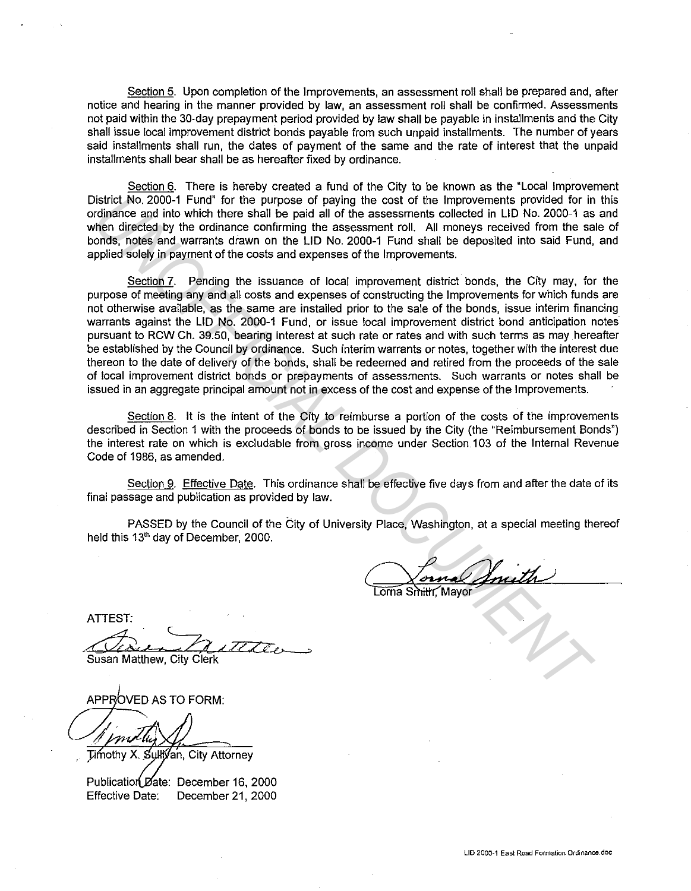Section 5. Upon completion of the Improvements, an assessment roll shall be prepared and, after notice and hearing in the manner provided by law, an assessment roll shall be confirmed. Assessments not paid within the 30-day prepayment period provided by law shall be payable in installments and the City shall issue local improvement district bonds payable from such unpaid installments. The number of years said installments shall run, the dates of payment of the same and the rate of interest that the unpaid installments shall bear shall be as hereafter fixed by ordinance.

Section 6. There is hereby created a fund of the City to be known as the "Local Improvement District No. 2000-1 Fund" for the purpose of paying the cost of the Improvements provided for in this ordinance and into which there shall be paid all of the assessments collected in LID No. 2000-1 as and when directed by the ordinance confirming the assessment roll. All moneys received from the sale of bonds, notes and warrants drawn on the LID No. 2000-1 Fund shall be deposited into said Fund, and applied solely in payment of the costs and expenses of the Improvements.

Section 7. Pending the issuance of local improvement district bonds, the City may, for the purpose of meeting any and all costs and expenses of constructing the Improvements for which funds are not otherwise available, as the same are installed prior to the sale of the bonds, issue interim financing warrants against the LID No. 2000-1 Fund, or issue local improvement district bond anticipation notes pursuant to RCW Ch. 39.50, bearing interest at such rate or rates and with such terms as may hereafter be established by the Council by ordinance. Such interim warrants or notes, together with the interest due thereon to the date of delivery of the bonds, shall be redeemed and retired from the proceeds of the sale of local improvement district bonds or prepayments of assessments. Such warrants or notes shall be issued in an aggregate principal amount not in excess of the cost and expense of the Improvements.

Section 8. It is the intent of the City to reimburse a portion of the costs of the improvements described in Section 1 with the proceeds of bonds to be issued by the City (the "Reimbursement Bonds") the interest rate on which is excludable from gross income under Section 103 of the Internal Revenue Code of 1986, as amended.

Section 9. Effective Date. This ordinance shall be effective five days from and after the date of its final passage and publication as provided by law.

PASSED by the Council of the City of University Place, Washington, at a special meeting thereof held this 13th day of December, 2000.

Lorna Smith, Mayor

ATTEST:

Susan Matthew, City Clerk

APPROVED AS TO FORM:

Timothy X. Sullivan, City Attorney

Publication Date: December 16, 2000
Effective Date: December 21, 2000

LID 2000-1 East Road Formation Ordinance.doc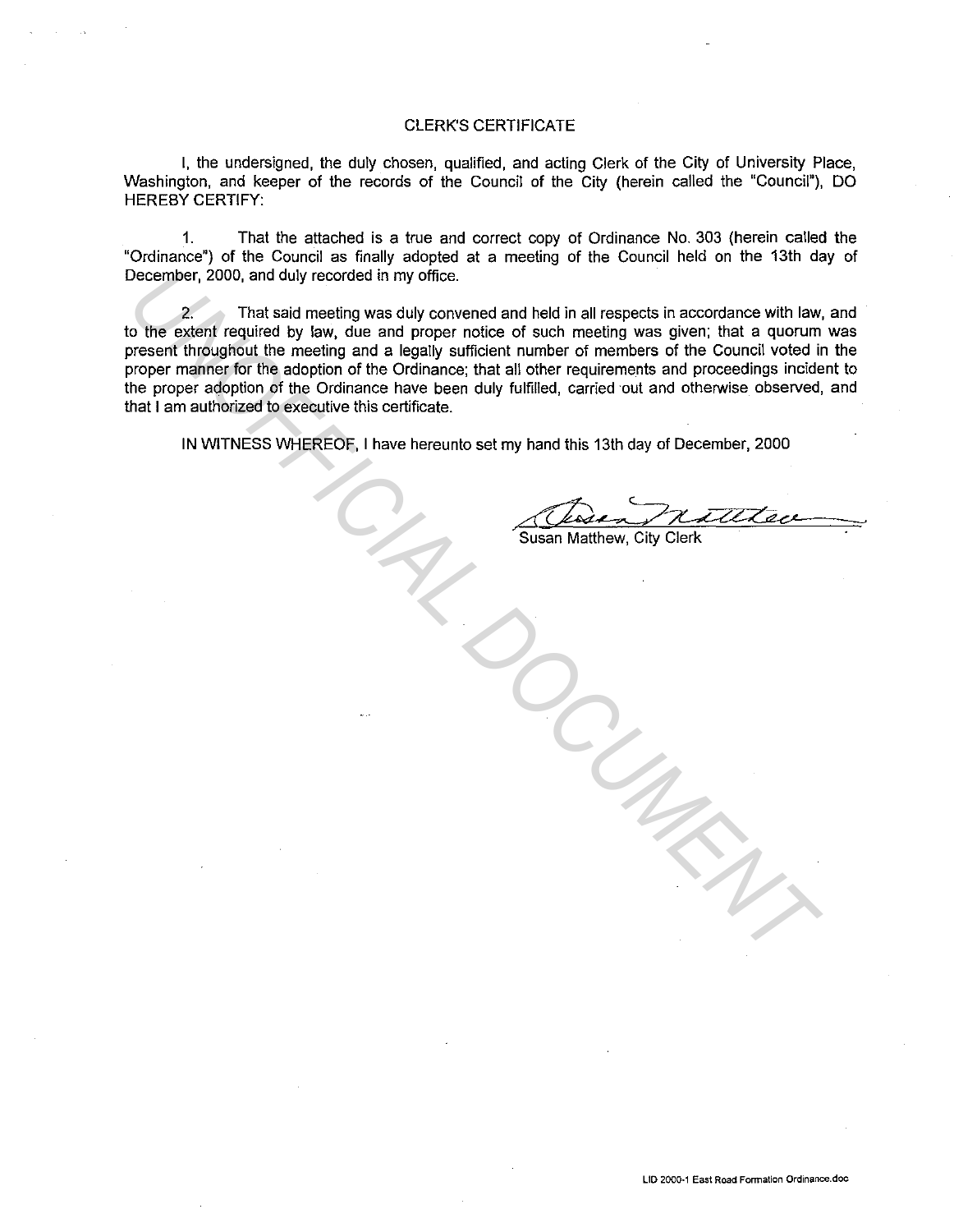# CLERK'S CERTIFICATE

I, the undersigned, the duly chosen, qualified, and acting Clerk of the City of University Place, Washington, and keeper of the records of the Council of the City (herein called the "Council"), DO HEREBY CERTIFY:

1. That the attached is a true and correct copy of Ordinance No. 303 (herein called the "Ordinance") of the Council as finally adopted at a meeting of the Council held on the 13th day of December, 2000, and duly recorded in my office.

2. That said meeting was duly convened and held in all respects in accordance with law, and to the extent required by law, due and proper notice of such meeting was given; that a quorum was present throughout the meeting and a legally sufficient number of members of the Council voted in the proper manner for the adoption of the Ordinance; that all other requirements and proceedings incident to the proper adoption of the Ordinance have been duly fulfilled, carried out and otherwise observed, and that I am authorized to executive this certificate.

IN WITNESS WHEREOF, I have hereunto set my hand this 13th day of December, 2000

Susan Matthew, City Clerk

UNOFFICIAL DOCUMENT

LID 2000-1 East Road Formation Ordinance.doc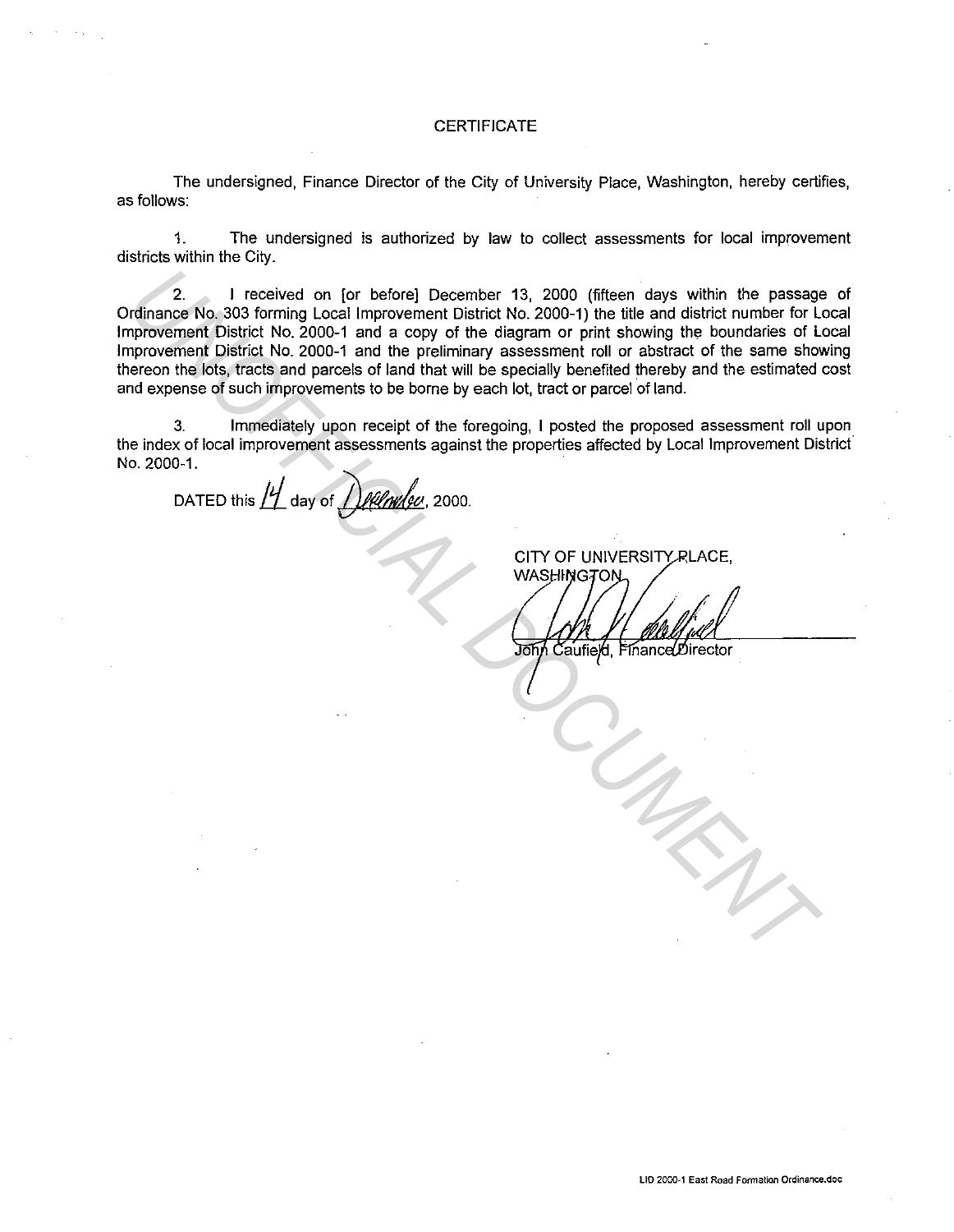# CERTIFICATE

The undersigned, Finance Director of the City of University Place, Washington, hereby certifies, as follows:

1. The undersigned is authorized by law to collect assessments for local improvement districts within the City.

2. I received on [or before] December 13, 2000 (fifteen days within the passage of Ordinance No. 303 forming Local Improvement District No. 2000-1) the title and district number for Local Improvement District No. 2000-1 and a copy of the diagram or print showing the boundaries of Local Improvement District No. 2000-1 and the preliminary assessment roll or abstract of the same showing thereon the lots, tracts and parcels of land that will be specially benefited thereby and the estimated cost and expense of such improvements to be borne by each lot, tract or parcel of land.

3. Immediately upon receipt of the foregoing, I posted the proposed assessment roll upon the index of local improvement assessments against the properties affected by Local Improvement District No. 2000-1.

DATED this 14 day of December, 2000.

CITY OF UNIVERSITY PLACE,
WASHINGTON

John Caufield, Finance Director

LID 2000-1 East Road Formation Ordinance.doc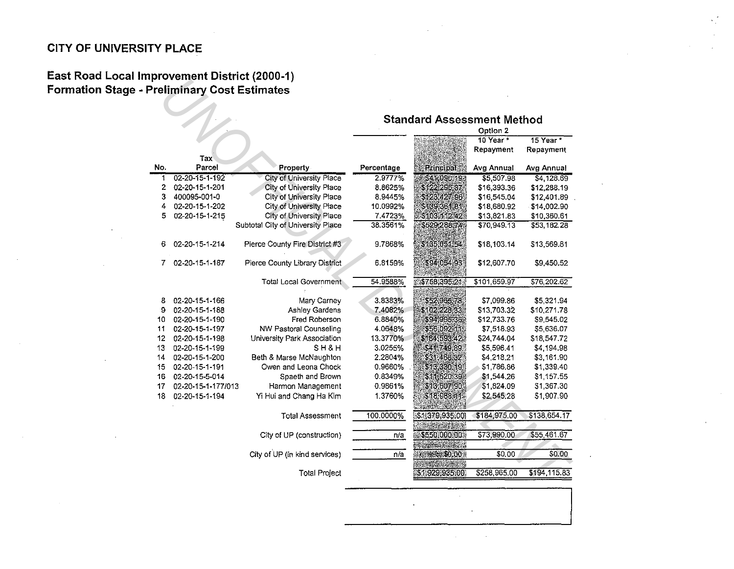# CITY OF UNIVERSITY PLACE

## East Road Local Improvement District (2000-1)
## Formation Stage - Preliminary Cost Estimates

### Standard Assessment Method

| No. | Tax Parcel | Property | Percentage | Principal | Option 2 10 Year * Repayment Avg Annual | 15 Year * Repayment Avg Annual |
|---|---|---|---|---|---|---|
| 1 | 02-20-15-1-192 | City of University Place | 2.9777% | $41,090.19 | $5,507.98 | $4,128.69 |
| 2 | 02-20-15-1-201 | City of University Place | 8.8625% | $122,296.37 | $16,393.36 | $12,288.19 |
| 3 | 400095-001-0 | City of University Place | 8.9445% | $123,427.96 | $16,545.04 | $12,401.89 |
| 4 | 02-20-15-1-202 | City of University Place | 10.0992% | $139,361.81 | $18,680.92 | $14,002.90 |
| 5 | 02-20-15-1-215 | City of University Place | 7.4723% | $103,112.42 | $13,821.83 | $10,360.61 |
| | | Subtotal City of University Place | 38.3561% | $529,288.74 | $70,949.13 | $53,182.28 |
| 6 | 02-20-15-1-214 | Pierce County Fire District #3 | 9.7868% | $135,051.54 | $18,103.14 | $13,569.81 |
| 7 | 02-20-15-1-187 | Pierce County Library District | 6.8159% | $94,054.93 | $12,607.70 | $9,450.52 |
| | | Total Local Government | 54.9588% | $758,395.21 | $101,659.97 | $76,202.62 |
| 8 | 02-20-15-1-166 | Mary Carney | 3.8383% | $52,966.78 | $7,099.86 | $5,321.94 |
| 9 | 02-20-15-1-188 | Ashley Gardens | 7.4082% | $102,228.33 | $13,703.32 | $10,271.78 |
| 10 | 02-20-15-1-190 | Fred Roberson | 6.8840% | $94,995.36 | $12,733.76 | $9,545.02 |
| 11 | 02-20-15-1-197 | NW Pastoral Counseling | 4.0648% | $56,092.11 | $7,518.93 | $5,636.07 |
| 12 | 02-20-15-1-198 | University Park Association | 13.3770% | $184,593.42 | $24,744.04 | $18,547.72 |
| 13 | 02-20-15-1-199 | S H & H | 3.0255% | $41,749.89 | $5,596.41 | $4,194.98 |
| 14 | 02-20-15-1-200 | Beth & Marse McNaughton | 2.2804% | $31,468.32 | $4,218.21 | $3,161.90 |
| 15 | 02-20-15-1-191 | Owen and Leona Chock | 0.9660% | $13,330.19 | $1,786.86 | $1,339.40 |
| 16 | 02-20-15-5-014 | Spaeth and Brown | 0.8349% | $11,520.39 | $1,544.26 | $1,157.55 |
| 17 | 02-20-15-1-177/013 | Harmon Management | 0.9861% | $13,607.90 | $1,824.09 | $1,367.30 |
| 18 | 02-20-15-1-194 | Yi Hui and Chang Ha Kim | 1.3760% | $18,988.11 | $2,545.28 | $1,907.90 |
| | | Total Assessment | 100.0000% | $1,379,935.00 | $184,975.00 | $138,654.17 |
| | | City of UP (construction) | n/a | $550,000.00 | $73,990.00 | $55,461.67 |
| | | City of UP (in kind services) | n/a | $0.00 | $0.00 | $0.00 |
| | | Total Project | | $1,929,935.00 | $258,965.00 | $194,115.83 |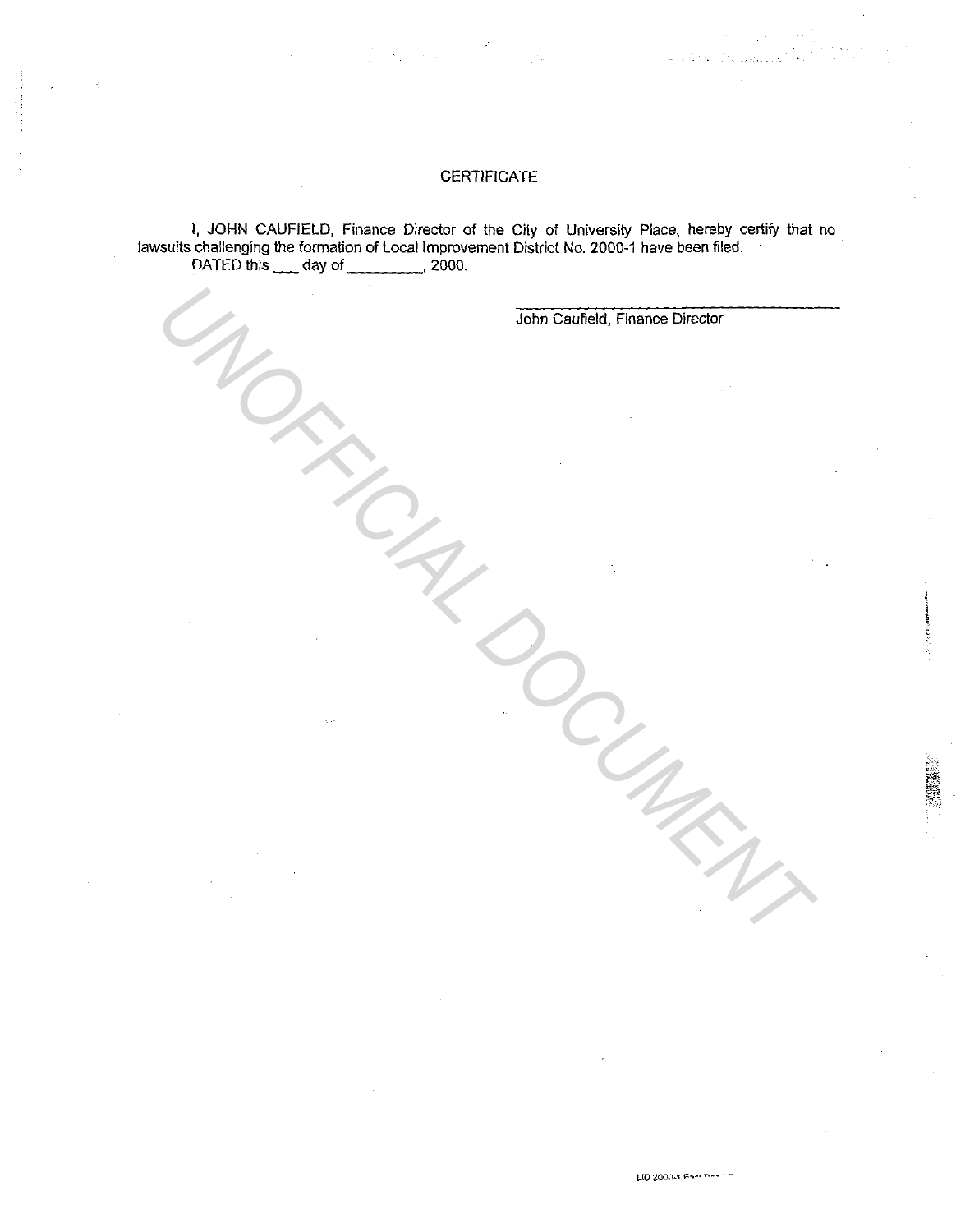# CERTIFICATE

I, JOHN CAUFIELD, Finance Director of the City of University Place, hereby certify that no lawsuits challenging the formation of Local Improvement District No. 2000-1 have been filed.

DATED this ___ day of _________, 2000.

_________________________________
John Caufield, Finance Director

UNOFFICIAL DOCUMENT